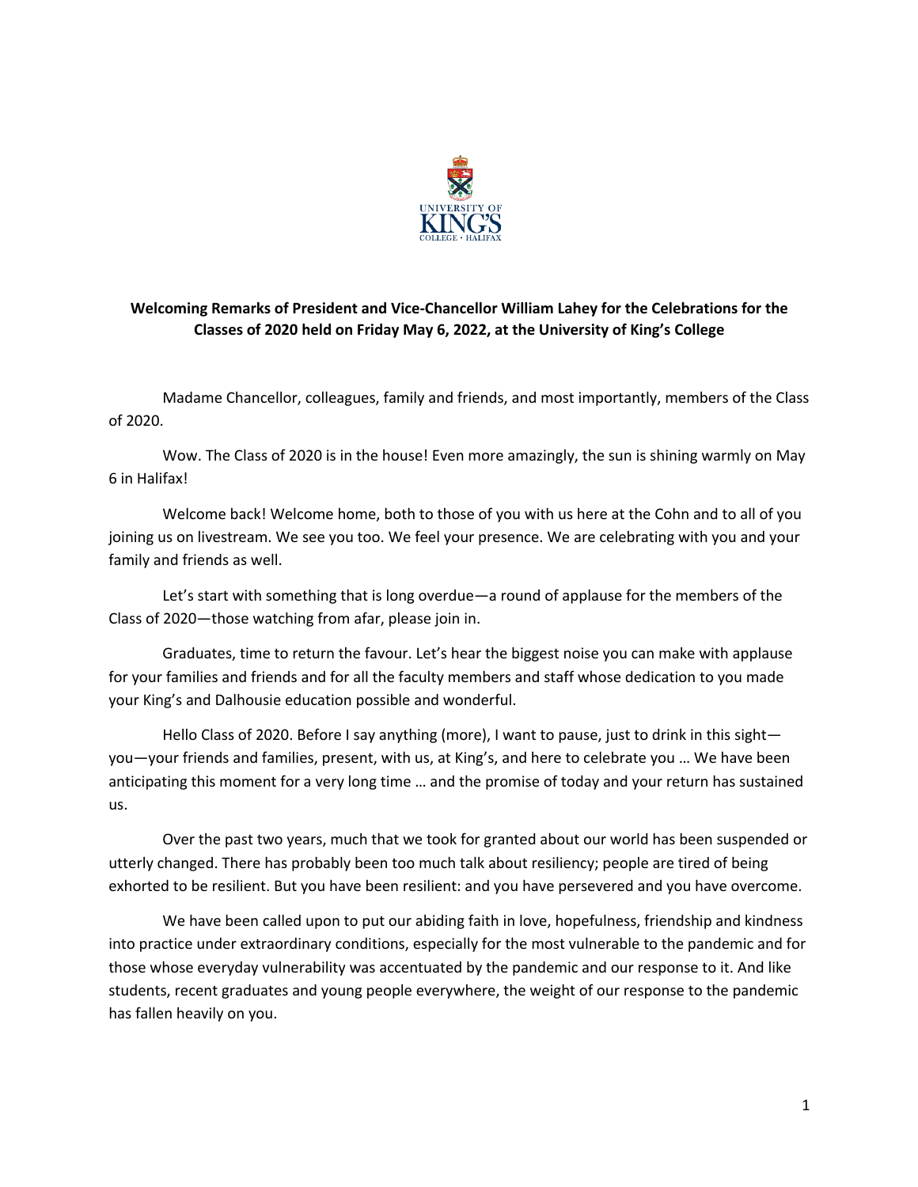**Welcoming Remarks of President and Vice-Chancellor William Lahey for the Celebrations for the Classes of 2020 held on Friday May 6, 2022, at the University of King's College**

Madame Chancellor, colleagues, family and friends, and most importantly, members of the Class of 2020.

Wow. The Class of 2020 is in the house! Even more amazingly, the sun is shining warmly on May 6 in Halifax!

Welcome back! Welcome home, both to those of you with us here at the Cohn and to all of you joining us on livestream. We see you too. We feel your presence. We are celebrating with you and your family and friends as well.

Let's start with something that is long overdue—a round of applause for the members of the Class of 2020—those watching from afar, please join in.

Graduates, time to return the favour. Let's hear the biggest noise you can make with applause for your families and friends and for all the faculty members and staff whose dedication to you made your King's and Dalhousie education possible and wonderful.

Hello Class of 2020. Before I say anything (more), I want to pause, just to drink in this sight—you—your friends and families, present, with us, at King's, and here to celebrate you … We have been anticipating this moment for a very long time … and the promise of today and your return has sustained us.

Over the past two years, much that we took for granted about our world has been suspended or utterly changed. There has probably been too much talk about resiliency; people are tired of being exhorted to be resilient. But you have been resilient: and you have persevered and you have overcome.

We have been called upon to put our abiding faith in love, hopefulness, friendship and kindness into practice under extraordinary conditions, especially for the most vulnerable to the pandemic and for those whose everyday vulnerability was accentuated by the pandemic and our response to it. And like students, recent graduates and young people everywhere, the weight of our response to the pandemic has fallen heavily on you.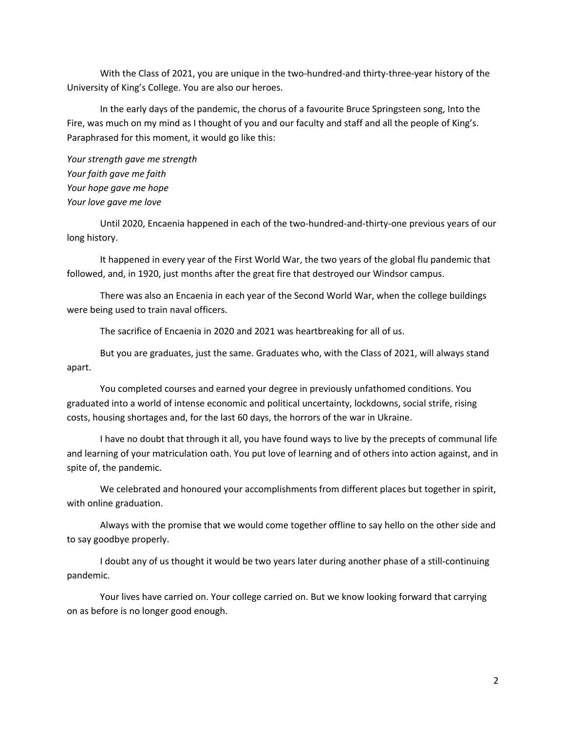With the Class of 2021, you are unique in the two-hundred-and thirty-three-year history of the University of King's College. You are also our heroes.

In the early days of the pandemic, the chorus of a favourite Bruce Springsteen song, Into the Fire, was much on my mind as I thought of you and our faculty and staff and all the people of King's. Paraphrased for this moment, it would go like this:

*Your strength gave me strength*
*Your faith gave me faith*
*Your hope gave me hope*
*Your love gave me love*

Until 2020, Encaenia happened in each of the two-hundred-and-thirty-one previous years of our long history.

It happened in every year of the First World War, the two years of the global flu pandemic that followed, and, in 1920, just months after the great fire that destroyed our Windsor campus.

There was also an Encaenia in each year of the Second World War, when the college buildings were being used to train naval officers.

The sacrifice of Encaenia in 2020 and 2021 was heartbreaking for all of us.

But you are graduates, just the same. Graduates who, with the Class of 2021, will always stand apart.

You completed courses and earned your degree in previously unfathomed conditions. You graduated into a world of intense economic and political uncertainty, lockdowns, social strife, rising costs, housing shortages and, for the last 60 days, the horrors of the war in Ukraine.

I have no doubt that through it all, you have found ways to live by the precepts of communal life and learning of your matriculation oath. You put love of learning and of others into action against, and in spite of, the pandemic.

We celebrated and honoured your accomplishments from different places but together in spirit, with online graduation.

Always with the promise that we would come together offline to say hello on the other side and to say goodbye properly.

I doubt any of us thought it would be two years later during another phase of a still-continuing pandemic.

Your lives have carried on. Your college carried on. But we know looking forward that carrying on as before is no longer good enough.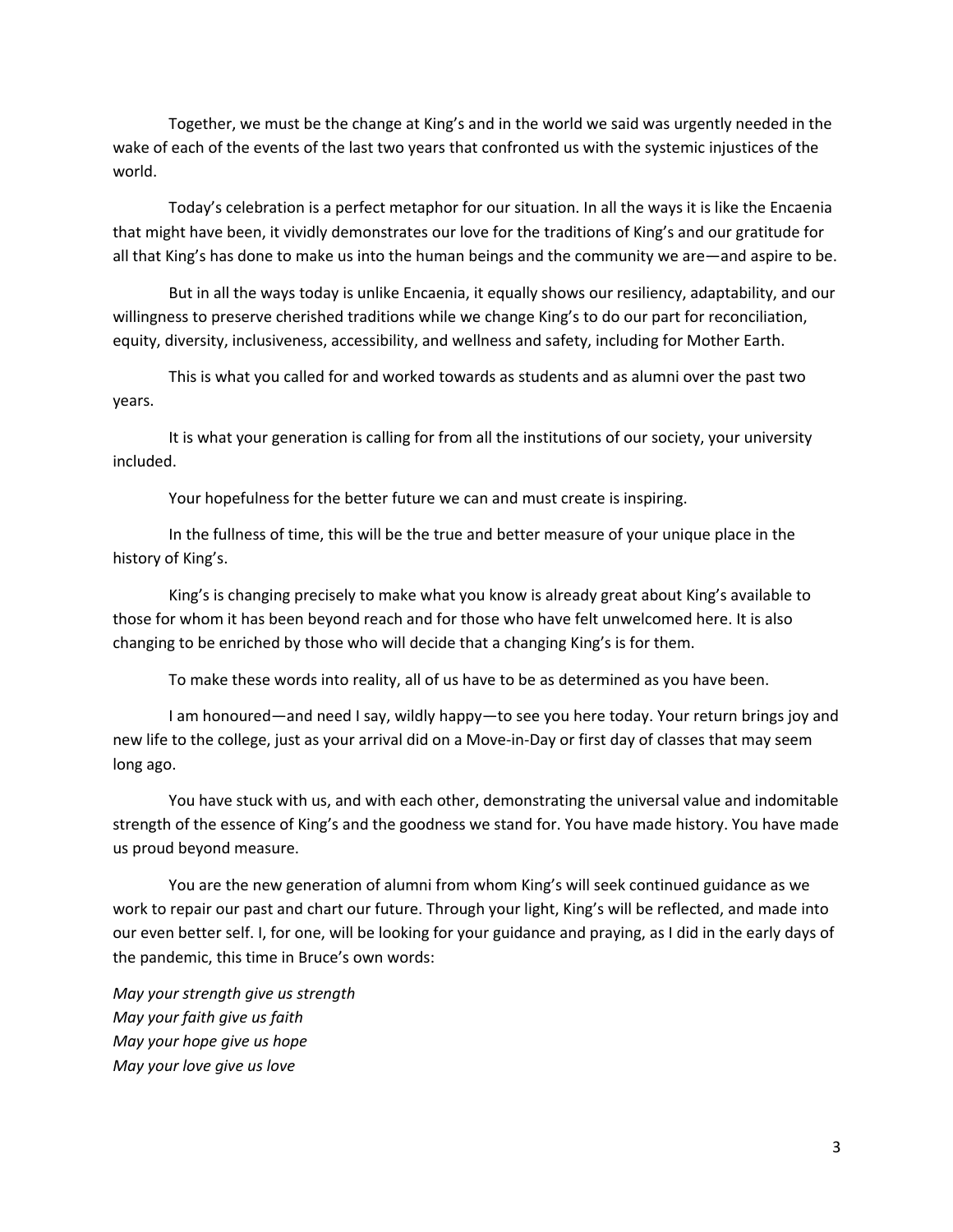Together, we must be the change at King's and in the world we said was urgently needed in the wake of each of the events of the last two years that confronted us with the systemic injustices of the world.

Today's celebration is a perfect metaphor for our situation. In all the ways it is like the Encaenia that might have been, it vividly demonstrates our love for the traditions of King's and our gratitude for all that King's has done to make us into the human beings and the community we are—and aspire to be.

But in all the ways today is unlike Encaenia, it equally shows our resiliency, adaptability, and our willingness to preserve cherished traditions while we change King's to do our part for reconciliation, equity, diversity, inclusiveness, accessibility, and wellness and safety, including for Mother Earth.

This is what you called for and worked towards as students and as alumni over the past two years.

It is what your generation is calling for from all the institutions of our society, your university included.

Your hopefulness for the better future we can and must create is inspiring.

In the fullness of time, this will be the true and better measure of your unique place in the history of King's.

King's is changing precisely to make what you know is already great about King's available to those for whom it has been beyond reach and for those who have felt unwelcomed here. It is also changing to be enriched by those who will decide that a changing King's is for them.

To make these words into reality, all of us have to be as determined as you have been.

I am honoured—and need I say, wildly happy—to see you here today. Your return brings joy and new life to the college, just as your arrival did on a Move-in-Day or first day of classes that may seem long ago.

You have stuck with us, and with each other, demonstrating the universal value and indomitable strength of the essence of King's and the goodness we stand for. You have made history. You have made us proud beyond measure.

You are the new generation of alumni from whom King's will seek continued guidance as we work to repair our past and chart our future. Through your light, King's will be reflected, and made into our even better self. I, for one, will be looking for your guidance and praying, as I did in the early days of the pandemic, this time in Bruce's own words:

*May your strength give us strength*
*May your faith give us faith*
*May your hope give us hope*
*May your love give us love*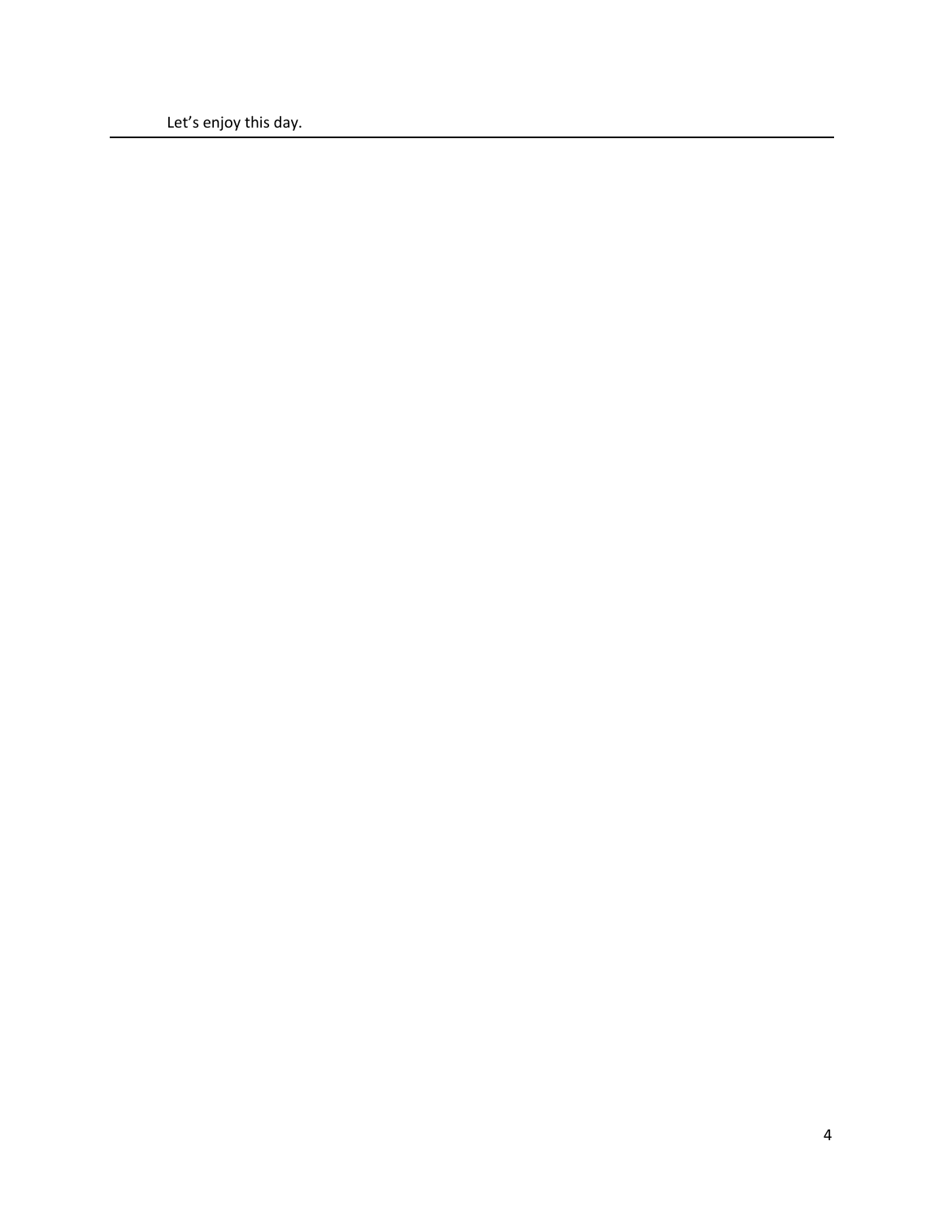Let’s enjoy this day.

---